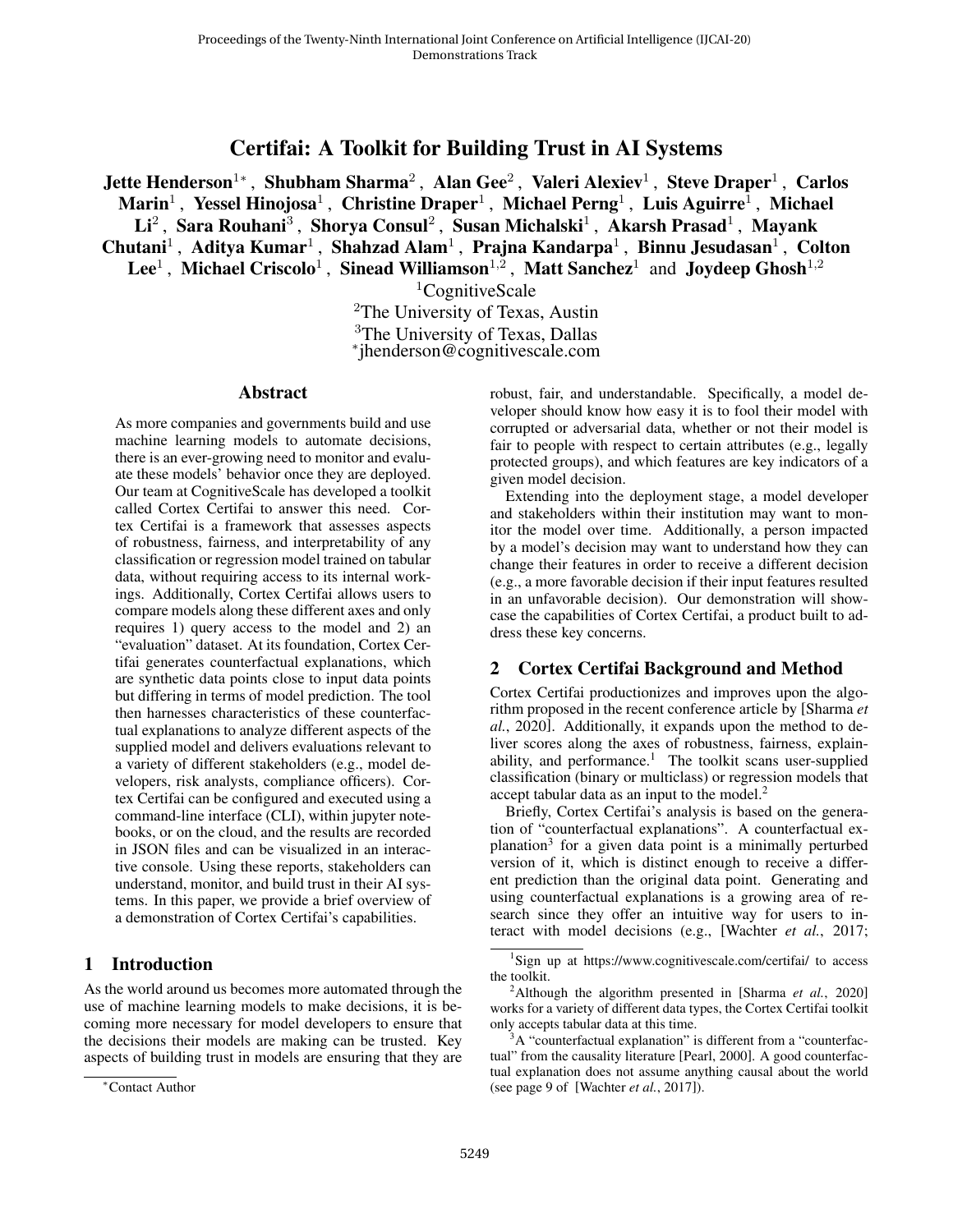# Certifai: A Toolkit for Building Trust in AI Systems

**Jette Henderson**[1*] , **Shubham Sharma**[2] , **Alan Gee**[2] , **Valeri Alexiev**[1] , **Steve Draper**[1] , **Carlos Marin**[1] , **Yessel Hinojosa**[1] , **Christine Draper**[1] , **Michael Perng**[1] , **Luis Aguirre**[1] , **Michael Li**[2] , **Sara Rouhani**[3] , **Shorya Consul**[2] , **Susan Michalski**[1] , **Akarsh Prasad**[1] , **Mayank Chutani**[1] , **Aditya Kumar**[1] , **Shahzad Alam**[1] , **Prajna Kandarpa**[1] , **Binnu Jesudasan**[1] , **Colton Lee**[1] , **Michael Criscolo**[1] , **Sinead Williamson**[1,2] , **Matt Sanchez**[1] and **Joydeep Ghosh**[1,2]

[1]CognitiveScale

[2]The University of Texas, Austin

[3]The University of Texas, Dallas

[*]jhenderson@cognitivescale.com

## Abstract

As more companies and governments build and use machine learning models to automate decisions, there is an ever-growing need to monitor and evaluate these models' behavior once they are deployed. Our team at CognitiveScale has developed a toolkit called Cortex Certifai to answer this need. Cortex Certifai is a framework that assesses aspects of robustness, fairness, and interpretability of any classification or regression model trained on tabular data, without requiring access to its internal workings. Additionally, Cortex Certifai allows users to compare models along these different axes and only requires 1) query access to the model and 2) an "evaluation" dataset. At its foundation, Cortex Certifai generates counterfactual explanations, which are synthetic data points close to input data points but differing in terms of model prediction. The tool then harnesses characteristics of these counterfactual explanations to analyze different aspects of the supplied model and delivers evaluations relevant to a variety of different stakeholders (e.g., model developers, risk analysts, compliance officers). Cortex Certifai can be configured and executed using a command-line interface (CLI), within jupyter notebooks, or on the cloud, and the results are recorded in JSON files and can be visualized in an interactive console. Using these reports, stakeholders can understand, monitor, and build trust in their AI systems. In this paper, we provide a brief overview of a demonstration of Cortex Certifai's capabilities.

## 1 Introduction

As the world around us becomes more automated through the use of machine learning models to make decisions, it is becoming more necessary for model developers to ensure that the decisions their models are making can be trusted. Key aspects of building trust in models are ensuring that they are robust, fair, and understandable. Specifically, a model developer should know how easy it is to fool their model with corrupted or adversarial data, whether or not their model is fair to people with respect to certain attributes (e.g., legally protected groups), and which features are key indicators of a given model decision.

Extending into the deployment stage, a model developer and stakeholders within their institution may want to monitor the model over time. Additionally, a person impacted by a model's decision may want to understand how they can change their features in order to receive a different decision (e.g., a more favorable decision if their input features resulted in an unfavorable decision). Our demonstration will showcase the capabilities of Cortex Certifai, a product built to address these key concerns.

## 2 Cortex Certifai Background and Method

Cortex Certifai productionizes and improves upon the algorithm proposed in the recent conference article by [Sharma *et al.*, 2020]. Additionally, it expands upon the method to deliver scores along the axes of robustness, fairness, explainability, and performance.[1] The toolkit scans user-supplied classification (binary or multiclass) or regression models that accept tabular data as an input to the model.[2]

Briefly, Cortex Certifai's analysis is based on the generation of "counterfactual explanations". A counterfactual explanation[3] for a given data point is a minimally perturbed version of it, which is distinct enough to receive a different prediction than the original data point. Generating and using counterfactual explanations is a growing area of research since they offer an intuitive way for users to interact with model decisions (e.g., [Wachter *et al.*, 2017;

---

*Contact Author

[1]Sign up at https://www.cognitivescale.com/certifai/ to access the toolkit.

[2]Although the algorithm presented in [Sharma *et al.*, 2020] works for a variety of different data types, the Cortex Certifai toolkit only accepts tabular data at this time.

[3]A "counterfactual explanation" is different from a "counterfactual" from the causality literature [Pearl, 2000]. A good counterfactual explanation does not assume anything causal about the world (see page 9 of [Wachter *et al.*, 2017]).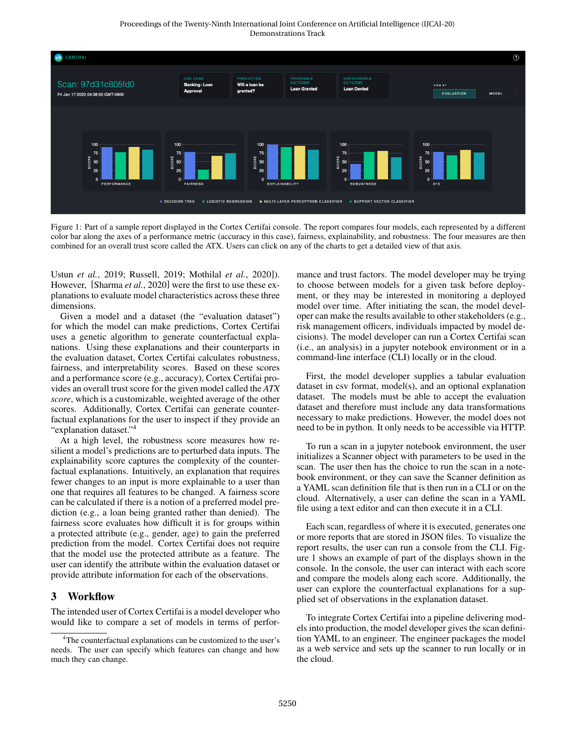Figure 1: Part of a sample report displayed in the Cortex Certifai console. The report compares four models, each represented by a different color bar along the axes of a performance metric (accuracy in this case), fairness, explainability, and robustness. The four measures are then combined for an overall trust score called the ATX. Users can click on any of the charts to get a detailed view of that axis.

Ustun *et al.*, 2019; Russell, 2019; Mothilal *et al.*, 2020]). However, [Sharma *et al.*, 2020] were the first to use these explanations to evaluate model characteristics across these three dimensions.

Given a model and a dataset (the "evaluation dataset") for which the model can make predictions, Cortex Certifai uses a genetic algorithm to generate counterfactual explanations. Using these explanations and their counterparts in the evaluation dataset, Cortex Certifai calculates robustness, fairness, and interpretability scores. Based on these scores and a performance score (e.g., accuracy), Cortex Certifai provides an overall trust score for the given model called the *ATX score*, which is a customizable, weighted average of the other scores. Additionally, Cortex Certifai can generate counterfactual explanations for the user to inspect if they provide an "explanation dataset."[4]

At a high level, the robustness score measures how resilient a model's predictions are to perturbed data inputs. The explainability score captures the complexity of the counterfactual explanations. Intuitively, an explanation that requires fewer changes to an input is more explainable to a user than one that requires all features to be changed. A fairness score can be calculated if there is a notion of a preferred model prediction (e.g., a loan being granted rather than denied). The fairness score evaluates how difficult it is for groups within a protected attribute (e.g., gender, age) to gain the preferred prediction from the model. Cortex Certifai does not require that the model use the protected attribute as a feature. The user can identify the attribute within the evaluation dataset or provide attribute information for each of the observations.

## 3 Workflow

The intended user of Cortex Certifai is a model developer who would like to compare a set of models in terms of performance and trust factors. The model developer may be trying to choose between models for a given task before deployment, or they may be interested in monitoring a deployed model over time. After initiating the scan, the model developer can make the results available to other stakeholders (e.g., risk management officers, individuals impacted by model decisions). The model developer can run a Cortex Certifai scan (i.e., an analysis) in a jupyter notebook environment or in a command-line interface (CLI) locally or in the cloud.

First, the model developer supplies a tabular evaluation dataset in csv format, model(s), and an optional explanation dataset. The models must be able to accept the evaluation dataset and therefore must include any data transformations necessary to make predictions. However, the model does not need to be in python. It only needs to be accessible via HTTP.

To run a scan in a jupyter notebook environment, the user initializes a Scanner object with parameters to be used in the scan. The user then has the choice to run the scan in a notebook environment, or they can save the Scanner definition as a YAML scan definition file that is then run in a CLI or on the cloud. Alternatively, a user can define the scan in a YAML file using a text editor and can then execute it in a CLI.

Each scan, regardless of where it is executed, generates one or more reports that are stored in JSON files. To visualize the report results, the user can run a console from the CLI. Figure 1 shows an example of part of the displays shown in the console. In the console, the user can interact with each score and compare the models along each score. Additionally, the user can explore the counterfactual explanations for a supplied set of observations in the explanation dataset.

To integrate Cortex Certifai into a pipeline delivering models into production, the model developer gives the scan definition YAML to an engineer. The engineer packages the model as a web service and sets up the scanner to run locally or in the cloud.

[4] The counterfactual explanations can be customized to the user's needs. The user can specify which features can change and how much they can change.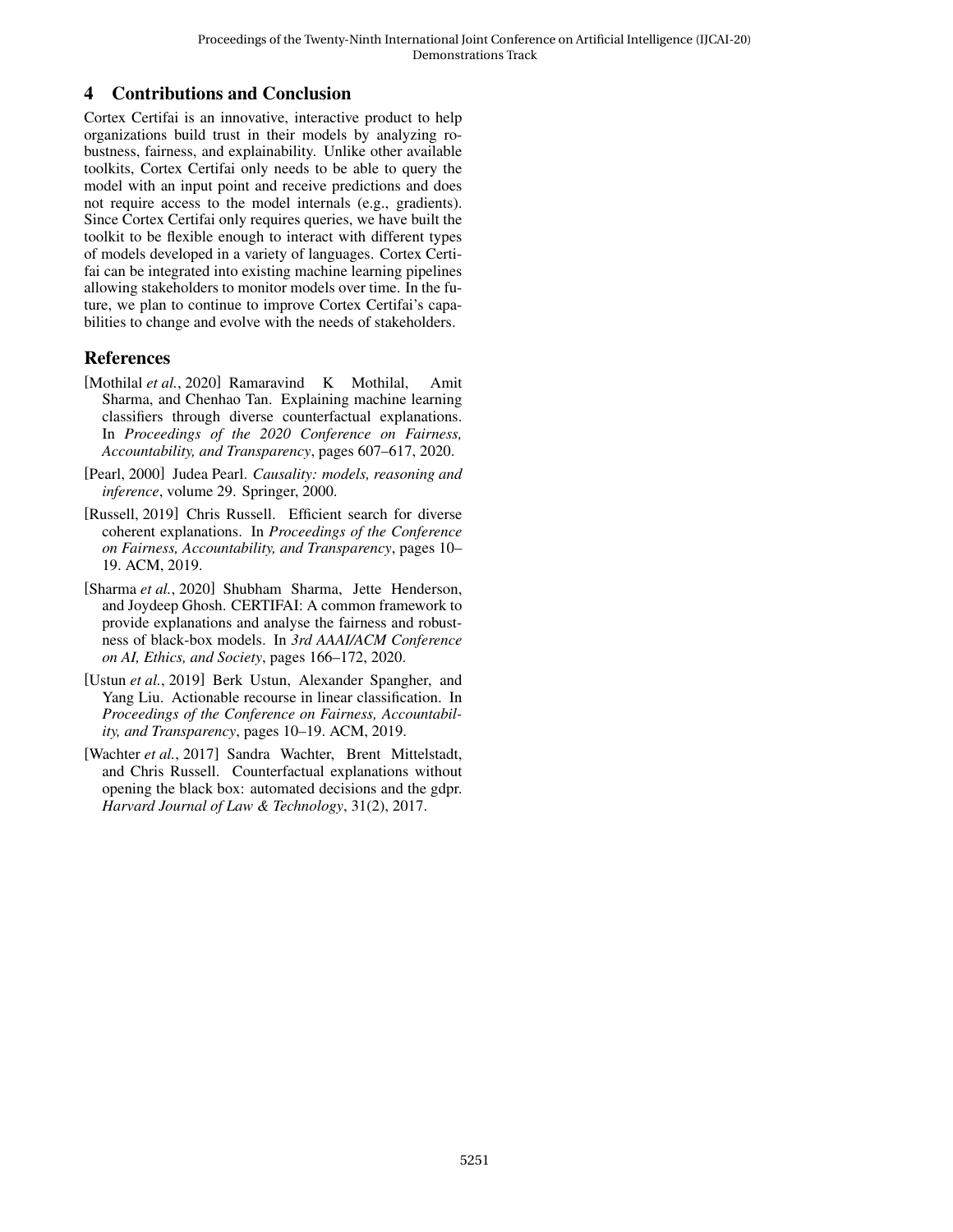## 4 Contributions and Conclusion

Cortex Certifai is an innovative, interactive product to help organizations build trust in their models by analyzing robustness, fairness, and explainability. Unlike other available toolkits, Cortex Certifai only needs to be able to query the model with an input point and receive predictions and does not require access to the model internals (e.g., gradients). Since Cortex Certifai only requires queries, we have built the toolkit to be flexible enough to interact with different types of models developed in a variety of languages. Cortex Certifai can be integrated into existing machine learning pipelines allowing stakeholders to monitor models over time. In the future, we plan to continue to improve Cortex Certifai's capabilities to change and evolve with the needs of stakeholders.

## References

[Mothilal *et al.*, 2020] Ramaravind K Mothilal, Amit Sharma, and Chenhao Tan. Explaining machine learning classifiers through diverse counterfactual explanations. In *Proceedings of the 2020 Conference on Fairness, Accountability, and Transparency*, pages 607–617, 2020.

[Pearl, 2000] Judea Pearl. *Causality: models, reasoning and inference*, volume 29. Springer, 2000.

[Russell, 2019] Chris Russell. Efficient search for diverse coherent explanations. In *Proceedings of the Conference on Fairness, Accountability, and Transparency*, pages 10–19. ACM, 2019.

[Sharma *et al.*, 2020] Shubham Sharma, Jette Henderson, and Joydeep Ghosh. CERTIFAI: A common framework to provide explanations and analyse the fairness and robustness of black-box models. In *3rd AAAI/ACM Conference on AI, Ethics, and Society*, pages 166–172, 2020.

[Ustun *et al.*, 2019] Berk Ustun, Alexander Spangher, and Yang Liu. Actionable recourse in linear classification. In *Proceedings of the Conference on Fairness, Accountability, and Transparency*, pages 10–19. ACM, 2019.

[Wachter *et al.*, 2017] Sandra Wachter, Brent Mittelstadt, and Chris Russell. Counterfactual explanations without opening the black box: automated decisions and the gdpr. *Harvard Journal of Law & Technology*, 31(2), 2017.